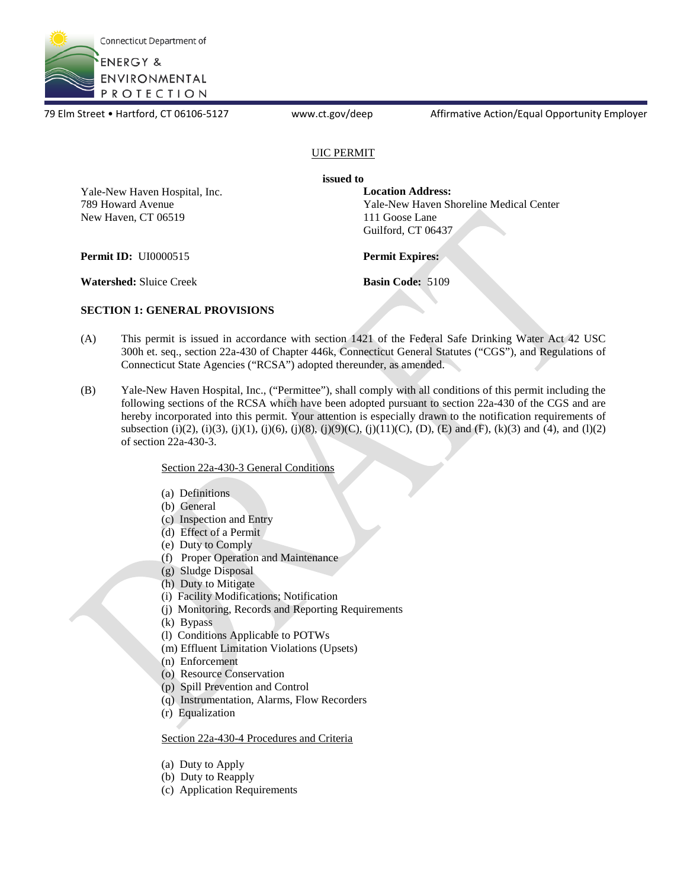Connecticut Department of
ENERGY & ENVIRONMENTAL PROTECTION

79 Elm Street • Hartford, CT 06106-5127 www.ct.gov/deep Affirmative Action/Equal Opportunity Employer

UIC PERMIT

**issued to**

Yale-New Haven Hospital, Inc.
789 Howard Avenue
New Haven, CT 06519

**Location Address:**
Yale-New Haven Shoreline Medical Center
111 Goose Lane
Guilford, CT 06437

**Permit ID:** UI0000515

**Permit Expires:**

**Watershed:** Sluice Creek

**Basin Code:** 5109

## SECTION 1: GENERAL PROVISIONS

(A) This permit is issued in accordance with section 1421 of the Federal Safe Drinking Water Act 42 USC 300h et. seq., section 22a-430 of Chapter 446k, Connecticut General Statutes ("CGS"), and Regulations of Connecticut State Agencies ("RCSA") adopted thereunder, as amended.

(B) Yale-New Haven Hospital, Inc., ("Permittee"), shall comply with all conditions of this permit including the following sections of the RCSA which have been adopted pursuant to section 22a-430 of the CGS and are hereby incorporated into this permit. Your attention is especially drawn to the notification requirements of subsection (i)(2), (i)(3), (j)(1), (j)(6), (j)(8), (j)(9)(C), (j)(11)(C), (D), (E) and (F), (k)(3) and (4), and (l)(2) of section 22a-430-3.

Section 22a-430-3 General Conditions

(a) Definitions
(b) General
(c) Inspection and Entry
(d) Effect of a Permit
(e) Duty to Comply
(f) Proper Operation and Maintenance
(g) Sludge Disposal
(h) Duty to Mitigate
(i) Facility Modifications; Notification
(j) Monitoring, Records and Reporting Requirements
(k) Bypass
(l) Conditions Applicable to POTWs
(m) Effluent Limitation Violations (Upsets)
(n) Enforcement
(o) Resource Conservation
(p) Spill Prevention and Control
(q) Instrumentation, Alarms, Flow Recorders
(r) Equalization

Section 22a-430-4 Procedures and Criteria

(a) Duty to Apply
(b) Duty to Reapply
(c) Application Requirements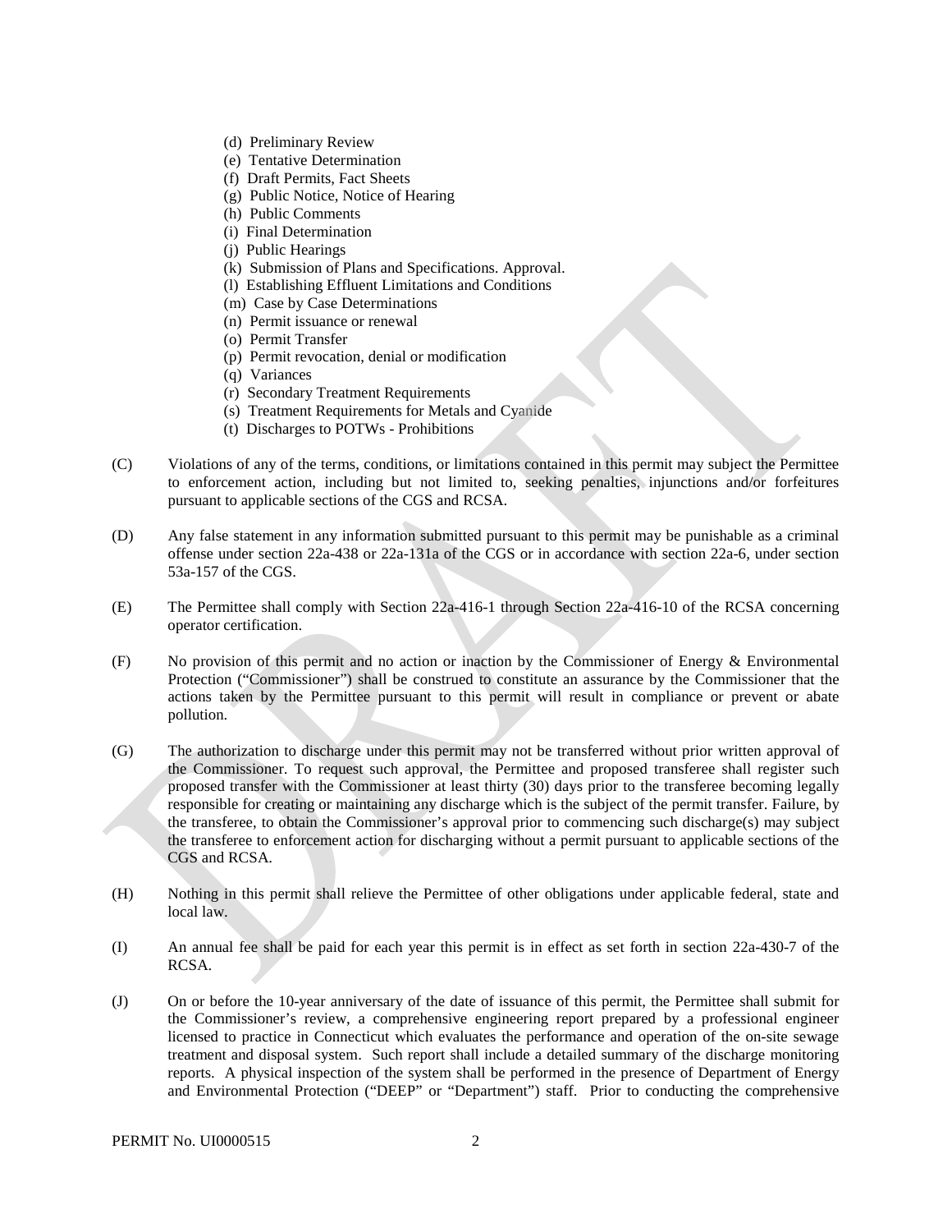(d) Preliminary Review
(e) Tentative Determination
(f) Draft Permits, Fact Sheets
(g) Public Notice, Notice of Hearing
(h) Public Comments
(i) Final Determination
(j) Public Hearings
(k) Submission of Plans and Specifications. Approval.
(l) Establishing Effluent Limitations and Conditions
(m) Case by Case Determinations
(n) Permit issuance or renewal
(o) Permit Transfer
(p) Permit revocation, denial or modification
(q) Variances
(r) Secondary Treatment Requirements
(s) Treatment Requirements for Metals and Cyanide
(t) Discharges to POTWs - Prohibitions

(C) Violations of any of the terms, conditions, or limitations contained in this permit may subject the Permittee to enforcement action, including but not limited to, seeking penalties, injunctions and/or forfeitures pursuant to applicable sections of the CGS and RCSA.

(D) Any false statement in any information submitted pursuant to this permit may be punishable as a criminal offense under section 22a-438 or 22a-131a of the CGS or in accordance with section 22a-6, under section 53a-157 of the CGS.

(E) The Permittee shall comply with Section 22a-416-1 through Section 22a-416-10 of the RCSA concerning operator certification.

(F) No provision of this permit and no action or inaction by the Commissioner of Energy & Environmental Protection ("Commissioner") shall be construed to constitute an assurance by the Commissioner that the actions taken by the Permittee pursuant to this permit will result in compliance or prevent or abate pollution.

(G) The authorization to discharge under this permit may not be transferred without prior written approval of the Commissioner. To request such approval, the Permittee and proposed transferee shall register such proposed transfer with the Commissioner at least thirty (30) days prior to the transferee becoming legally responsible for creating or maintaining any discharge which is the subject of the permit transfer. Failure, by the transferee, to obtain the Commissioner's approval prior to commencing such discharge(s) may subject the transferee to enforcement action for discharging without a permit pursuant to applicable sections of the CGS and RCSA.

(H) Nothing in this permit shall relieve the Permittee of other obligations under applicable federal, state and local law.

(I) An annual fee shall be paid for each year this permit is in effect as set forth in section 22a-430-7 of the RCSA.

(J) On or before the 10-year anniversary of the date of issuance of this permit, the Permittee shall submit for the Commissioner's review, a comprehensive engineering report prepared by a professional engineer licensed to practice in Connecticut which evaluates the performance and operation of the on-site sewage treatment and disposal system. Such report shall include a detailed summary of the discharge monitoring reports. A physical inspection of the system shall be performed in the presence of Department of Energy and Environmental Protection ("DEEP" or "Department") staff. Prior to conducting the comprehensive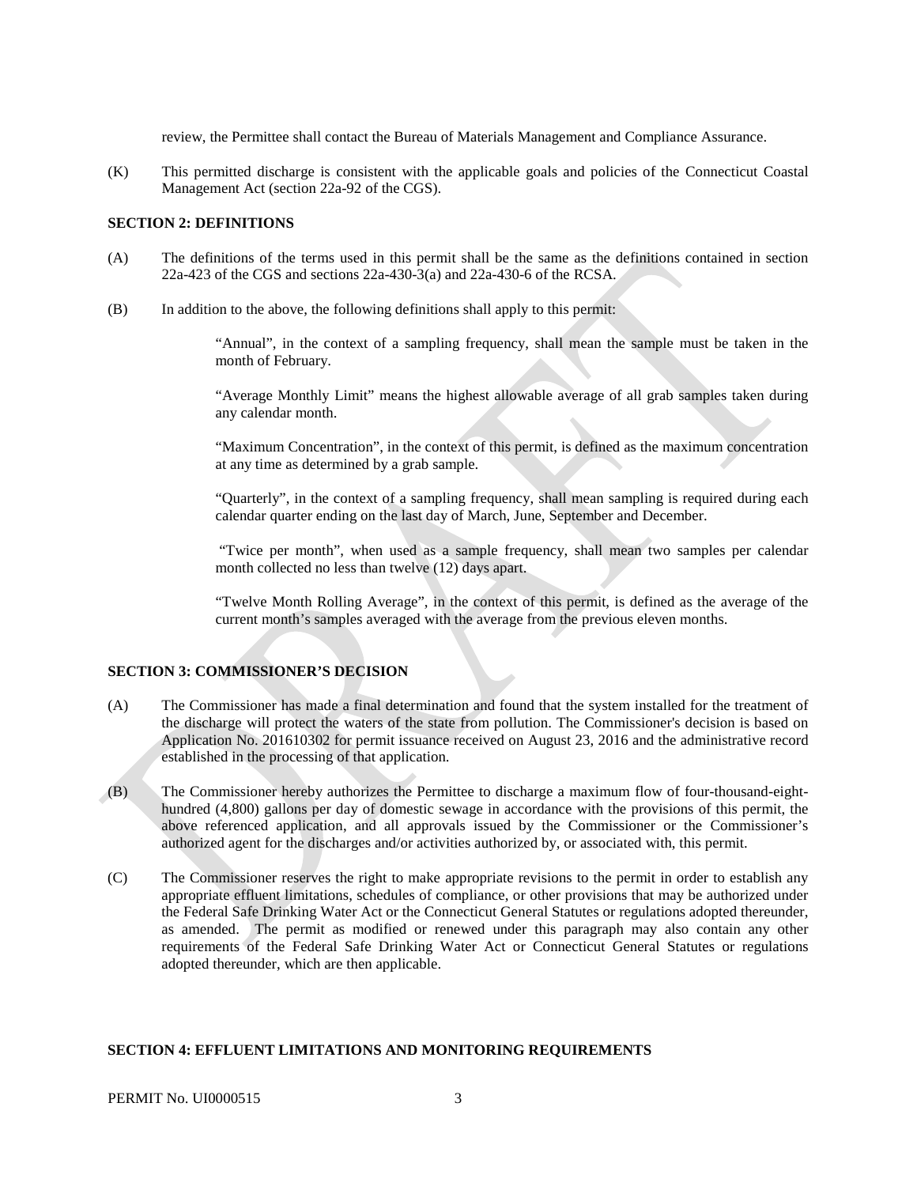review, the Permittee shall contact the Bureau of Materials Management and Compliance Assurance.

(K) This permitted discharge is consistent with the applicable goals and policies of the Connecticut Coastal Management Act (section 22a-92 of the CGS).

**SECTION 2: DEFINITIONS**

(A) The definitions of the terms used in this permit shall be the same as the definitions contained in section 22a-423 of the CGS and sections 22a-430-3(a) and 22a-430-6 of the RCSA.

(B) In addition to the above, the following definitions shall apply to this permit:

"Annual", in the context of a sampling frequency, shall mean the sample must be taken in the month of February.

"Average Monthly Limit" means the highest allowable average of all grab samples taken during any calendar month.

"Maximum Concentration", in the context of this permit, is defined as the maximum concentration at any time as determined by a grab sample.

"Quarterly", in the context of a sampling frequency, shall mean sampling is required during each calendar quarter ending on the last day of March, June, September and December.

"Twice per month", when used as a sample frequency, shall mean two samples per calendar month collected no less than twelve (12) days apart.

"Twelve Month Rolling Average", in the context of this permit, is defined as the average of the current month's samples averaged with the average from the previous eleven months.

**SECTION 3: COMMISSIONER'S DECISION**

(A) The Commissioner has made a final determination and found that the system installed for the treatment of the discharge will protect the waters of the state from pollution. The Commissioner's decision is based on Application No. 201610302 for permit issuance received on August 23, 2016 and the administrative record established in the processing of that application.

(B) The Commissioner hereby authorizes the Permittee to discharge a maximum flow of four-thousand-eight-hundred (4,800) gallons per day of domestic sewage in accordance with the provisions of this permit, the above referenced application, and all approvals issued by the Commissioner or the Commissioner's authorized agent for the discharges and/or activities authorized by, or associated with, this permit.

(C) The Commissioner reserves the right to make appropriate revisions to the permit in order to establish any appropriate effluent limitations, schedules of compliance, or other provisions that may be authorized under the Federal Safe Drinking Water Act or the Connecticut General Statutes or regulations adopted thereunder, as amended. The permit as modified or renewed under this paragraph may also contain any other requirements of the Federal Safe Drinking Water Act or Connecticut General Statutes or regulations adopted thereunder, which are then applicable.

**SECTION 4: EFFLUENT LIMITATIONS AND MONITORING REQUIREMENTS**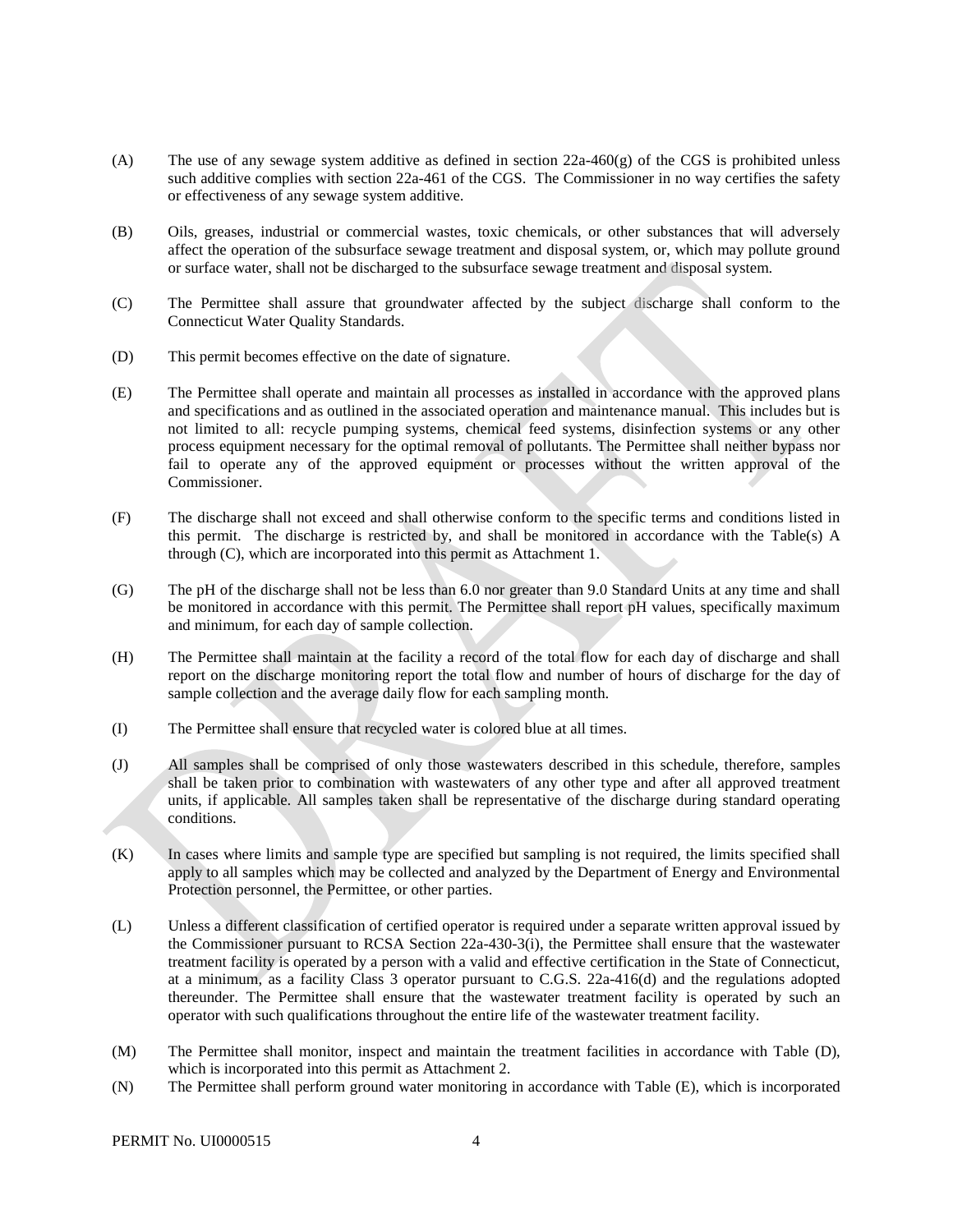(A) The use of any sewage system additive as defined in section 22a-460(g) of the CGS is prohibited unless such additive complies with section 22a-461 of the CGS. The Commissioner in no way certifies the safety or effectiveness of any sewage system additive.

(B) Oils, greases, industrial or commercial wastes, toxic chemicals, or other substances that will adversely affect the operation of the subsurface sewage treatment and disposal system, or, which may pollute ground or surface water, shall not be discharged to the subsurface sewage treatment and disposal system.

(C) The Permittee shall assure that groundwater affected by the subject discharge shall conform to the Connecticut Water Quality Standards.

(D) This permit becomes effective on the date of signature.

(E) The Permittee shall operate and maintain all processes as installed in accordance with the approved plans and specifications and as outlined in the associated operation and maintenance manual. This includes but is not limited to all: recycle pumping systems, chemical feed systems, disinfection systems or any other process equipment necessary for the optimal removal of pollutants. The Permittee shall neither bypass nor fail to operate any of the approved equipment or processes without the written approval of the Commissioner.

(F) The discharge shall not exceed and shall otherwise conform to the specific terms and conditions listed in this permit. The discharge is restricted by, and shall be monitored in accordance with the Table(s) A through (C), which are incorporated into this permit as Attachment 1.

(G) The pH of the discharge shall not be less than 6.0 nor greater than 9.0 Standard Units at any time and shall be monitored in accordance with this permit. The Permittee shall report pH values, specifically maximum and minimum, for each day of sample collection.

(H) The Permittee shall maintain at the facility a record of the total flow for each day of discharge and shall report on the discharge monitoring report the total flow and number of hours of discharge for the day of sample collection and the average daily flow for each sampling month.

(I) The Permittee shall ensure that recycled water is colored blue at all times.

(J) All samples shall be comprised of only those wastewaters described in this schedule, therefore, samples shall be taken prior to combination with wastewaters of any other type and after all approved treatment units, if applicable. All samples taken shall be representative of the discharge during standard operating conditions.

(K) In cases where limits and sample type are specified but sampling is not required, the limits specified shall apply to all samples which may be collected and analyzed by the Department of Energy and Environmental Protection personnel, the Permittee, or other parties.

(L) Unless a different classification of certified operator is required under a separate written approval issued by the Commissioner pursuant to RCSA Section 22a-430-3(i), the Permittee shall ensure that the wastewater treatment facility is operated by a person with a valid and effective certification in the State of Connecticut, at a minimum, as a facility Class 3 operator pursuant to C.G.S. 22a-416(d) and the regulations adopted thereunder. The Permittee shall ensure that the wastewater treatment facility is operated by such an operator with such qualifications throughout the entire life of the wastewater treatment facility.

(M) The Permittee shall monitor, inspect and maintain the treatment facilities in accordance with Table (D), which is incorporated into this permit as Attachment 2.

(N) The Permittee shall perform ground water monitoring in accordance with Table (E), which is incorporated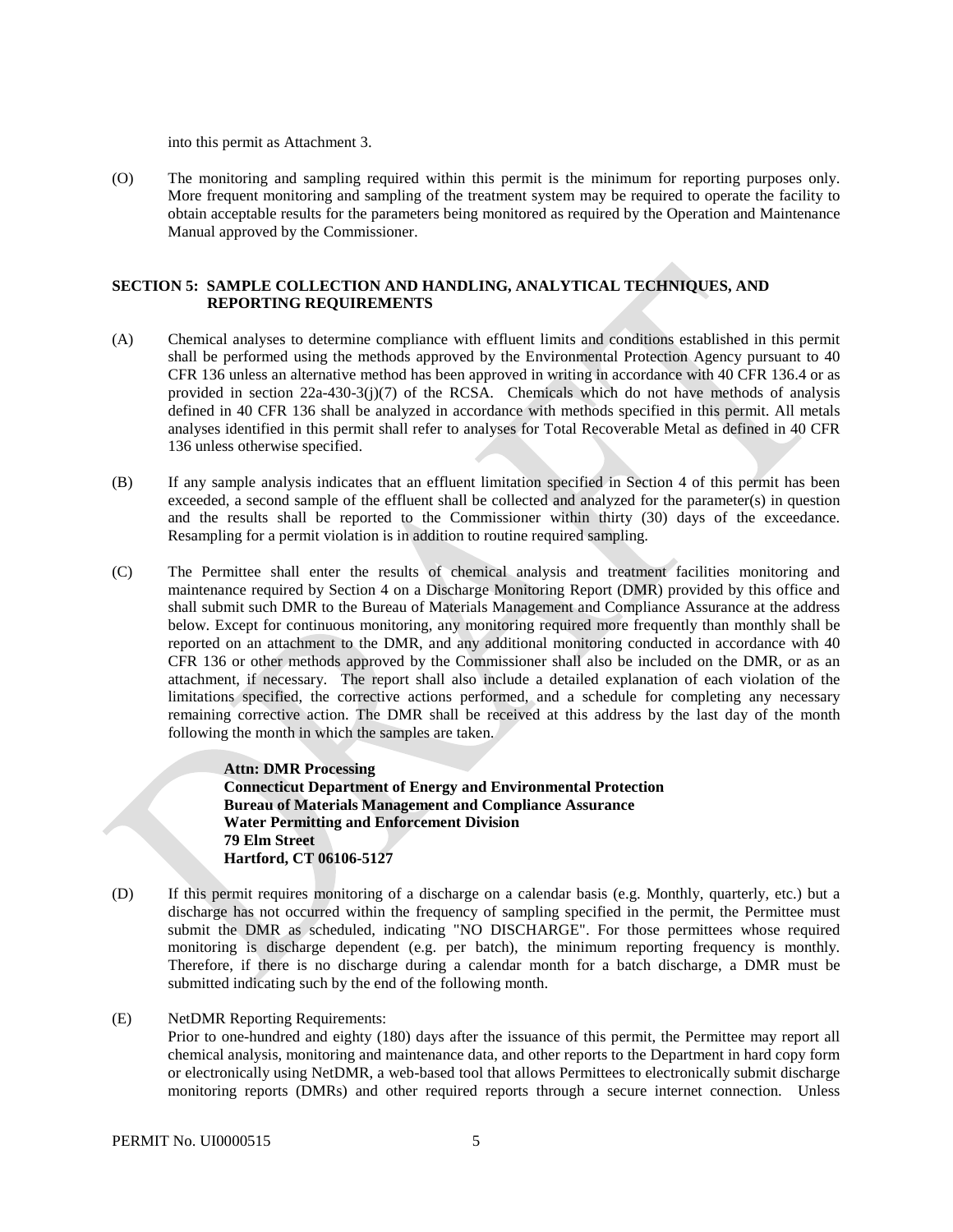into this permit as Attachment 3.

(O) The monitoring and sampling required within this permit is the minimum for reporting purposes only. More frequent monitoring and sampling of the treatment system may be required to operate the facility to obtain acceptable results for the parameters being monitored as required by the Operation and Maintenance Manual approved by the Commissioner.

**SECTION 5: SAMPLE COLLECTION AND HANDLING, ANALYTICAL TECHNIQUES, AND REPORTING REQUIREMENTS**

(A) Chemical analyses to determine compliance with effluent limits and conditions established in this permit shall be performed using the methods approved by the Environmental Protection Agency pursuant to 40 CFR 136 unless an alternative method has been approved in writing in accordance with 40 CFR 136.4 or as provided in section 22a-430-3(j)(7) of the RCSA. Chemicals which do not have methods of analysis defined in 40 CFR 136 shall be analyzed in accordance with methods specified in this permit. All metals analyses identified in this permit shall refer to analyses for Total Recoverable Metal as defined in 40 CFR 136 unless otherwise specified.

(B) If any sample analysis indicates that an effluent limitation specified in Section 4 of this permit has been exceeded, a second sample of the effluent shall be collected and analyzed for the parameter(s) in question and the results shall be reported to the Commissioner within thirty (30) days of the exceedance. Resampling for a permit violation is in addition to routine required sampling.

(C) The Permittee shall enter the results of chemical analysis and treatment facilities monitoring and maintenance required by Section 4 on a Discharge Monitoring Report (DMR) provided by this office and shall submit such DMR to the Bureau of Materials Management and Compliance Assurance at the address below. Except for continuous monitoring, any monitoring required more frequently than monthly shall be reported on an attachment to the DMR, and any additional monitoring conducted in accordance with 40 CFR 136 or other methods approved by the Commissioner shall also be included on the DMR, or as an attachment, if necessary. The report shall also include a detailed explanation of each violation of the limitations specified, the corrective actions performed, and a schedule for completing any necessary remaining corrective action. The DMR shall be received at this address by the last day of the month following the month in which the samples are taken.

> **Attn: DMR Processing**
> **Connecticut Department of Energy and Environmental Protection**
> **Bureau of Materials Management and Compliance Assurance**
> **Water Permitting and Enforcement Division**
> **79 Elm Street**
> **Hartford, CT 06106-5127**

(D) If this permit requires monitoring of a discharge on a calendar basis (e.g. Monthly, quarterly, etc.) but a discharge has not occurred within the frequency of sampling specified in the permit, the Permittee must submit the DMR as scheduled, indicating "NO DISCHARGE". For those permittees whose required monitoring is discharge dependent (e.g. per batch), the minimum reporting frequency is monthly. Therefore, if there is no discharge during a calendar month for a batch discharge, a DMR must be submitted indicating such by the end of the following month.

(E) NetDMR Reporting Requirements:
Prior to one-hundred and eighty (180) days after the issuance of this permit, the Permittee may report all chemical analysis, monitoring and maintenance data, and other reports to the Department in hard copy form or electronically using NetDMR, a web-based tool that allows Permittees to electronically submit discharge monitoring reports (DMRs) and other required reports through a secure internet connection. Unless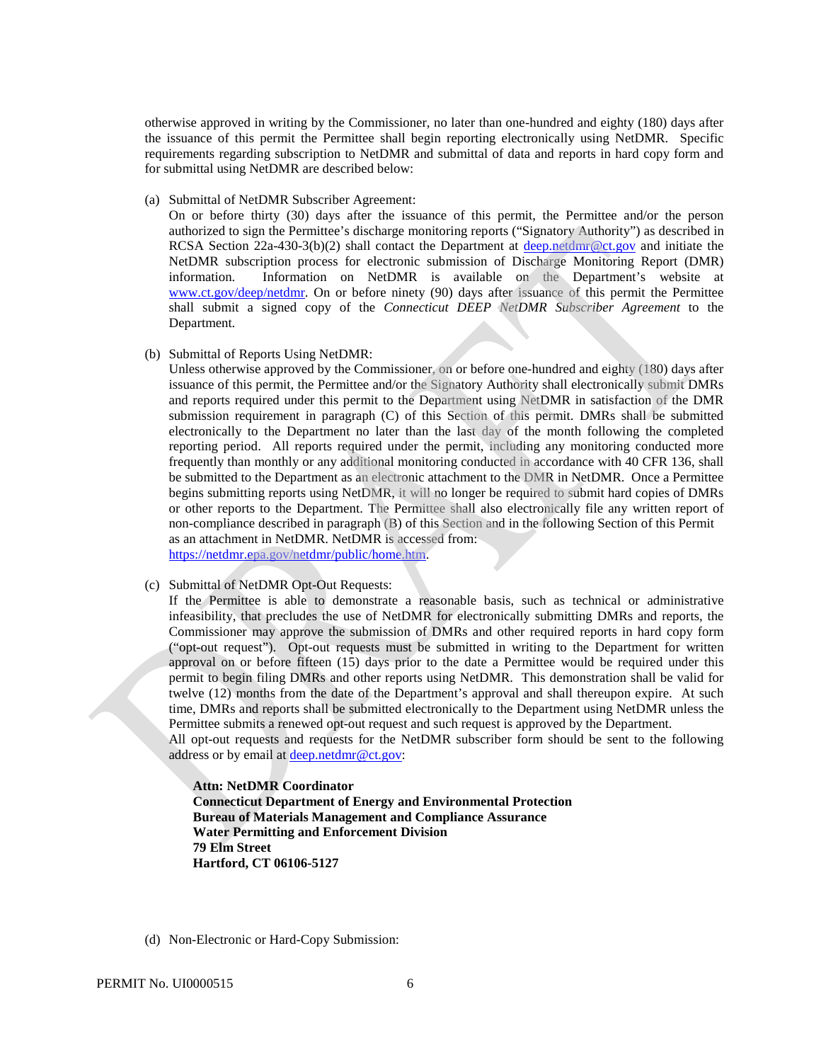otherwise approved in writing by the Commissioner, no later than one-hundred and eighty (180) days after the issuance of this permit the Permittee shall begin reporting electronically using NetDMR. Specific requirements regarding subscription to NetDMR and submittal of data and reports in hard copy form and for submittal using NetDMR are described below:

(a) Submittal of NetDMR Subscriber Agreement:
On or before thirty (30) days after the issuance of this permit, the Permittee and/or the person authorized to sign the Permittee's discharge monitoring reports ("Signatory Authority") as described in RCSA Section 22a-430-3(b)(2) shall contact the Department at deep.netdmr@ct.gov and initiate the NetDMR subscription process for electronic submission of Discharge Monitoring Report (DMR) information. Information on NetDMR is available on the Department's website at www.ct.gov/deep/netdmr. On or before ninety (90) days after issuance of this permit the Permittee shall submit a signed copy of the *Connecticut DEEP NetDMR Subscriber Agreement* to the Department.

(b) Submittal of Reports Using NetDMR:
Unless otherwise approved by the Commissioner, on or before one-hundred and eighty (180) days after issuance of this permit, the Permittee and/or the Signatory Authority shall electronically submit DMRs and reports required under this permit to the Department using NetDMR in satisfaction of the DMR submission requirement in paragraph (C) of this Section of this permit. DMRs shall be submitted electronically to the Department no later than the last day of the month following the completed reporting period. All reports required under the permit, including any monitoring conducted more frequently than monthly or any additional monitoring conducted in accordance with 40 CFR 136, shall be submitted to the Department as an electronic attachment to the DMR in NetDMR. Once a Permittee begins submitting reports using NetDMR, it will no longer be required to submit hard copies of DMRs or other reports to the Department. The Permittee shall also electronically file any written report of non-compliance described in paragraph (B) of this Section and in the following Section of this Permit as an attachment in NetDMR. NetDMR is accessed from:
https://netdmr.epa.gov/netdmr/public/home.htm.

(c) Submittal of NetDMR Opt-Out Requests:
If the Permittee is able to demonstrate a reasonable basis, such as technical or administrative infeasibility, that precludes the use of NetDMR for electronically submitting DMRs and reports, the Commissioner may approve the submission of DMRs and other required reports in hard copy form ("opt-out request"). Opt-out requests must be submitted in writing to the Department for written approval on or before fifteen (15) days prior to the date a Permittee would be required under this permit to begin filing DMRs and other reports using NetDMR. This demonstration shall be valid for twelve (12) months from the date of the Department's approval and shall thereupon expire. At such time, DMRs and reports shall be submitted electronically to the Department using NetDMR unless the Permittee submits a renewed opt-out request and such request is approved by the Department.
All opt-out requests and requests for the NetDMR subscriber form should be sent to the following address or by email at deep.netdmr@ct.gov:

**Attn: NetDMR Coordinator**
**Connecticut Department of Energy and Environmental Protection**
**Bureau of Materials Management and Compliance Assurance**
**Water Permitting and Enforcement Division**
**79 Elm Street**
**Hartford, CT 06106-5127**

(d) Non-Electronic or Hard-Copy Submission: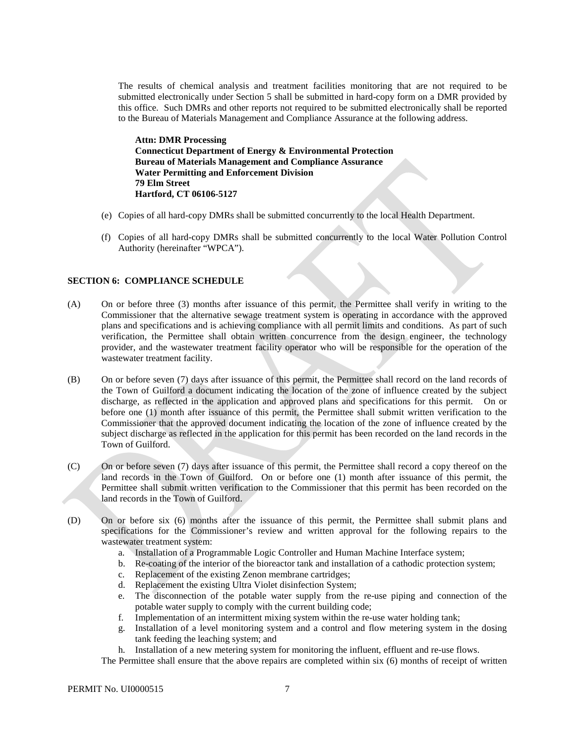The results of chemical analysis and treatment facilities monitoring that are not required to be submitted electronically under Section 5 shall be submitted in hard-copy form on a DMR provided by this office. Such DMRs and other reports not required to be submitted electronically shall be reported to the Bureau of Materials Management and Compliance Assurance at the following address.

**Attn: DMR Processing**
**Connecticut Department of Energy & Environmental Protection**
**Bureau of Materials Management and Compliance Assurance**
**Water Permitting and Enforcement Division**
**79 Elm Street**
**Hartford, CT 06106-5127**

(e) Copies of all hard-copy DMRs shall be submitted concurrently to the local Health Department.

(f) Copies of all hard-copy DMRs shall be submitted concurrently to the local Water Pollution Control Authority (hereinafter "WPCA").

**SECTION 6: COMPLIANCE SCHEDULE**

(A) On or before three (3) months after issuance of this permit, the Permittee shall verify in writing to the Commissioner that the alternative sewage treatment system is operating in accordance with the approved plans and specifications and is achieving compliance with all permit limits and conditions. As part of such verification, the Permittee shall obtain written concurrence from the design engineer, the technology provider, and the wastewater treatment facility operator who will be responsible for the operation of the wastewater treatment facility.

(B) On or before seven (7) days after issuance of this permit, the Permittee shall record on the land records of the Town of Guilford a document indicating the location of the zone of influence created by the subject discharge, as reflected in the application and approved plans and specifications for this permit. On or before one (1) month after issuance of this permit, the Permittee shall submit written verification to the Commissioner that the approved document indicating the location of the zone of influence created by the subject discharge as reflected in the application for this permit has been recorded on the land records in the Town of Guilford.

(C) On or before seven (7) days after issuance of this permit, the Permittee shall record a copy thereof on the land records in the Town of Guilford. On or before one (1) month after issuance of this permit, the Permittee shall submit written verification to the Commissioner that this permit has been recorded on the land records in the Town of Guilford.

(D) On or before six (6) months after the issuance of this permit, the Permittee shall submit plans and specifications for the Commissioner's review and written approval for the following repairs to the wastewater treatment system:

a. Installation of a Programmable Logic Controller and Human Machine Interface system;
b. Re-coating of the interior of the bioreactor tank and installation of a cathodic protection system;
c. Replacement of the existing Zenon membrane cartridges;
d. Replacement the existing Ultra Violet disinfection System;
e. The disconnection of the potable water supply from the re-use piping and connection of the potable water supply to comply with the current building code;
f. Implementation of an intermittent mixing system within the re-use water holding tank;
g. Installation of a level monitoring system and a control and flow metering system in the dosing tank feeding the leaching system; and
h. Installation of a new metering system for monitoring the influent, effluent and re-use flows.

The Permittee shall ensure that the above repairs are completed within six (6) months of receipt of written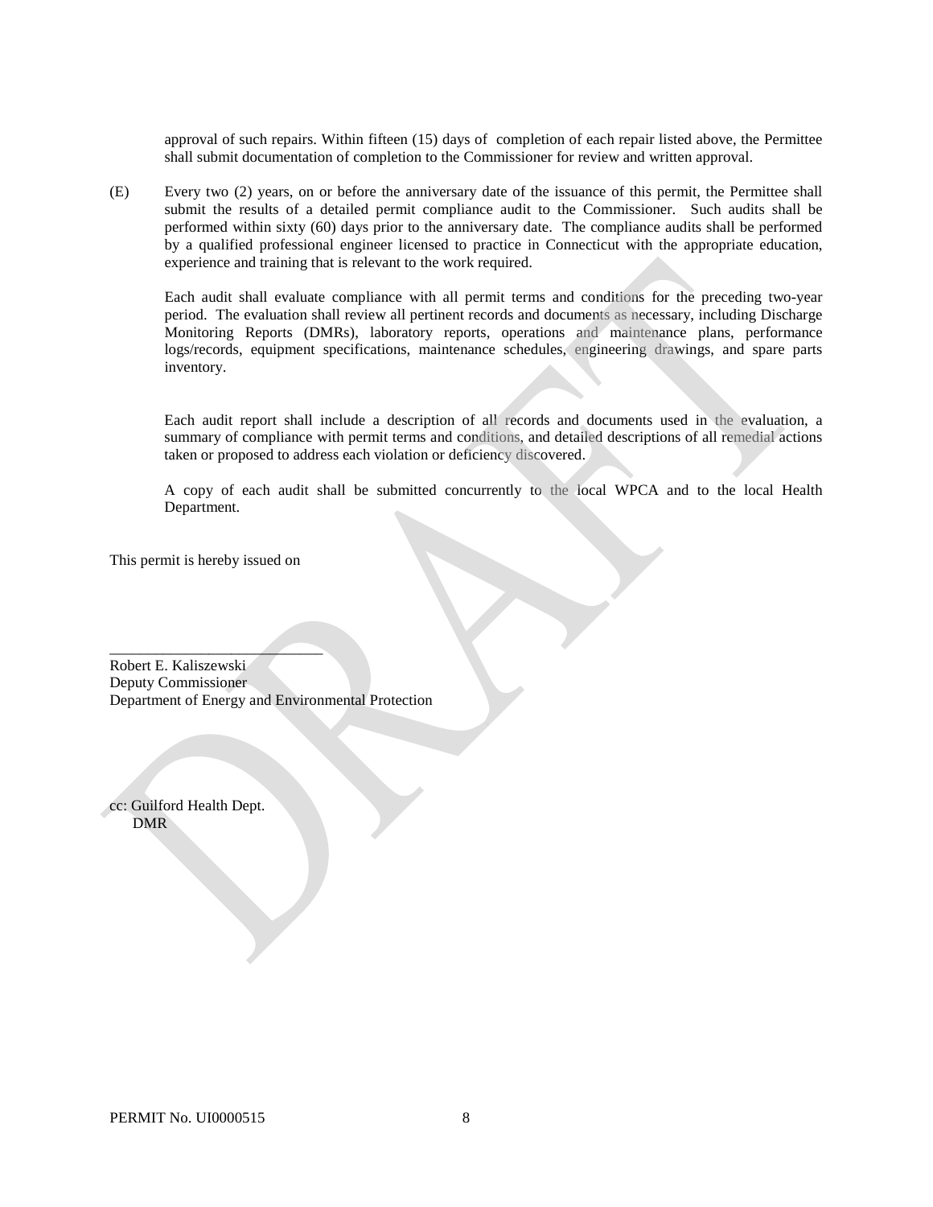approval of such repairs. Within fifteen (15) days of completion of each repair listed above, the Permittee shall submit documentation of completion to the Commissioner for review and written approval.

(E) Every two (2) years, on or before the anniversary date of the issuance of this permit, the Permittee shall submit the results of a detailed permit compliance audit to the Commissioner. Such audits shall be performed within sixty (60) days prior to the anniversary date. The compliance audits shall be performed by a qualified professional engineer licensed to practice in Connecticut with the appropriate education, experience and training that is relevant to the work required.

Each audit shall evaluate compliance with all permit terms and conditions for the preceding two-year period. The evaluation shall review all pertinent records and documents as necessary, including Discharge Monitoring Reports (DMRs), laboratory reports, operations and maintenance plans, performance logs/records, equipment specifications, maintenance schedules, engineering drawings, and spare parts inventory.

Each audit report shall include a description of all records and documents used in the evaluation, a summary of compliance with permit terms and conditions, and detailed descriptions of all remedial actions taken or proposed to address each violation or deficiency discovered.

A copy of each audit shall be submitted concurrently to the local WPCA and to the local Health Department.

This permit is hereby issued on

\_\_\_\_\_\_\_\_\_\_\_\_\_\_\_\_\_\_\_\_\_\_\_\_\_\_\_\_

Robert E. Kaliszewski
Deputy Commissioner
Department of Energy and Environmental Protection

cc: Guilford Health Dept.
DMR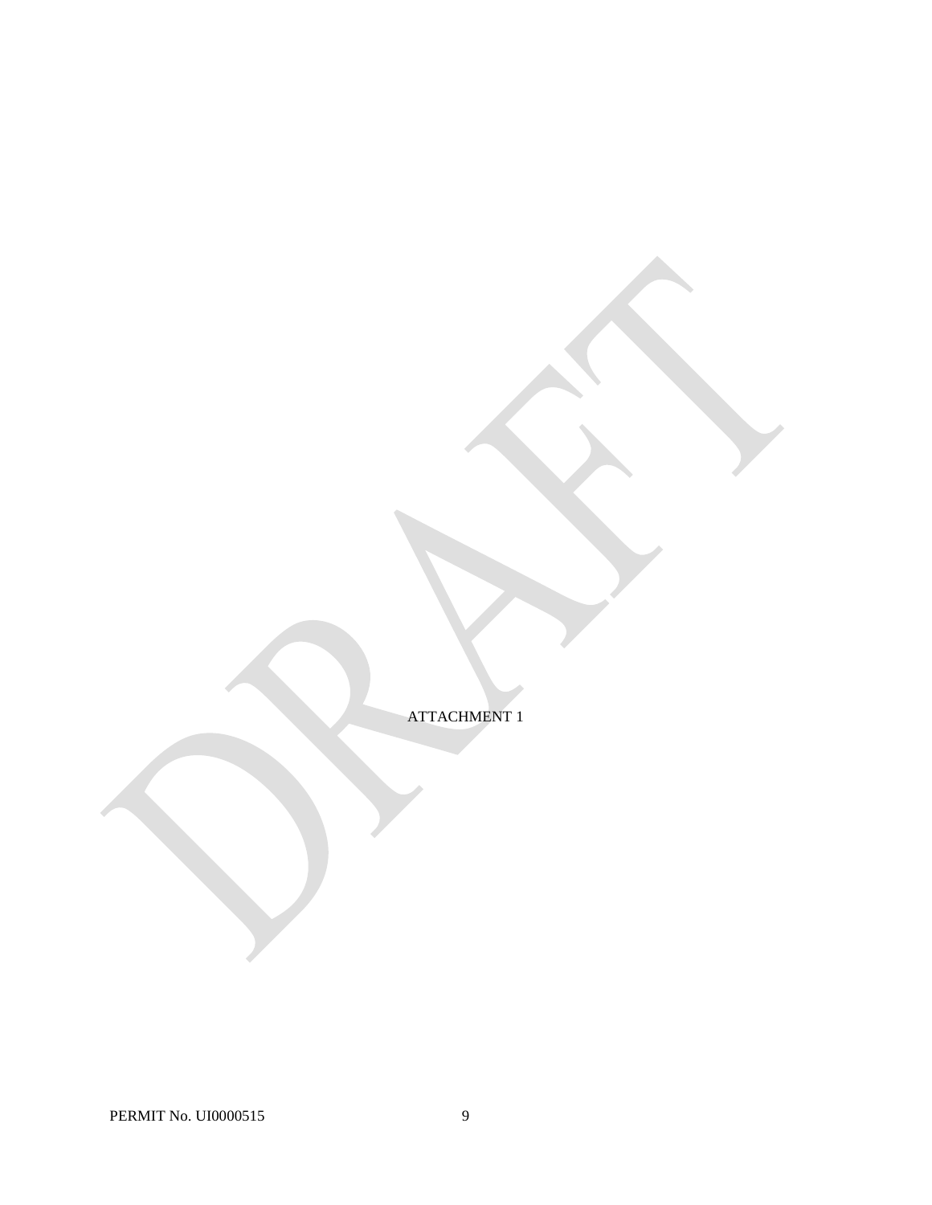ATTACHMENT 1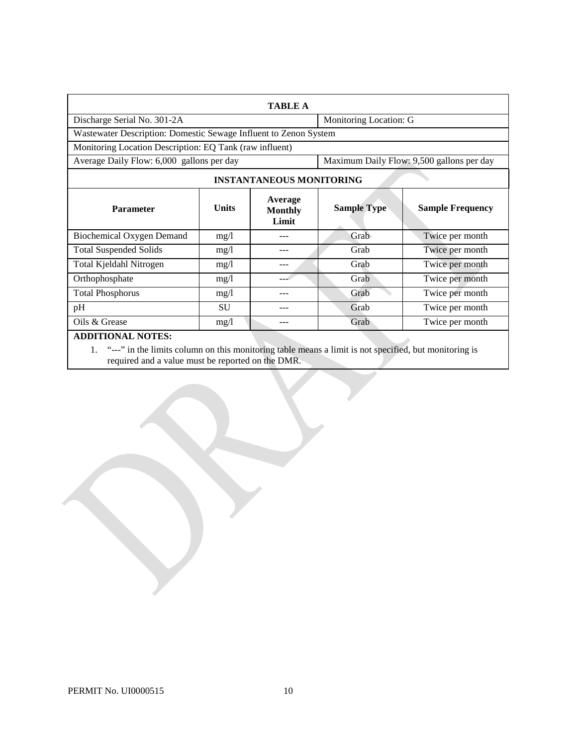| TABLE A | | | | |
|---|---|---|---|---|
| Discharge Serial No. 301-2A | | | Monitoring Location: G | |
| Wastewater Description: Domestic Sewage Influent to Zenon System | | | | |
| Monitoring Location Description: EQ Tank (raw influent) | | | | |
| Average Daily Flow: 6,000 gallons per day | | | Maximum Daily Flow: 9,500 gallons per day | |
| **INSTANTANEOUS MONITORING** | | | | |
| **Parameter** | **Units** | **Average Monthly Limit** | **Sample Type** | **Sample Frequency** |
| Biochemical Oxygen Demand | mg/l | --- | Grab | Twice per month |
| Total Suspended Solids | mg/l | --- | Grab | Twice per month |
| Total Kjeldahl Nitrogen | mg/l | --- | Grab | Twice per month |
| Orthophosphate | mg/l | --- | Grab | Twice per month |
| Total Phosphorus | mg/l | --- | Grab | Twice per month |
| pH | SU | --- | Grab | Twice per month |
| Oils & Grease | mg/l | --- | Grab | Twice per month |

**ADDITIONAL NOTES:**

1. "---" in the limits column on this monitoring table means a limit is not specified, but monitoring is required and a value must be reported on the DMR.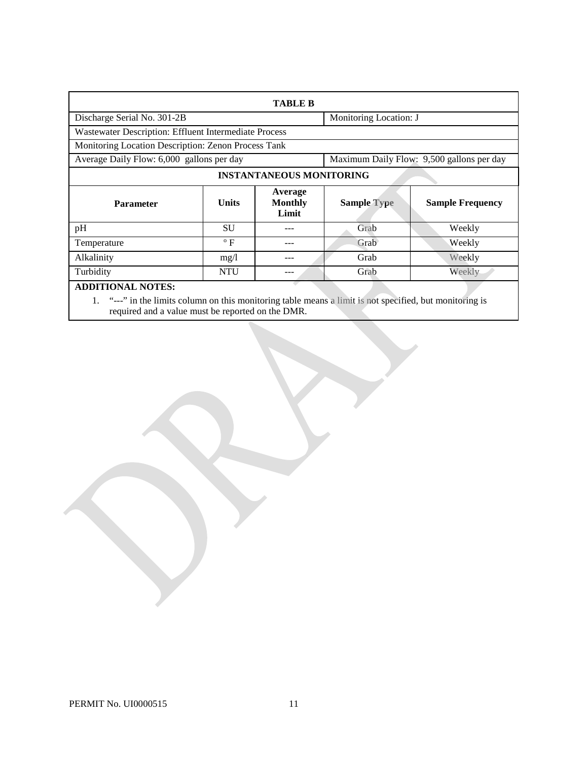| TABLE B | | | | |
|---|---|---|---|---|
| Discharge Serial No. 301-2B | | | Monitoring Location: J | |
| Wastewater Description: Effluent Intermediate Process | | | | |
| Monitoring Location Description: Zenon Process Tank | | | | |
| Average Daily Flow: 6,000 gallons per day | | | Maximum Daily Flow: 9,500 gallons per day | |
| **INSTANTANEOUS MONITORING** | | | | |
| **Parameter** | **Units** | **Average Monthly Limit** | **Sample Type** | **Sample Frequency** |
| pH | SU | --- | Grab | Weekly |
| Temperature | ° F | --- | Grab | Weekly |
| Alkalinity | mg/l | --- | Grab | Weekly |
| Turbidity | NTU | --- | Grab | Weekly |

**ADDITIONAL NOTES:**

1. "---" in the limits column on this monitoring table means a limit is not specified, but monitoring is required and a value must be reported on the DMR.

PERMIT No. UI0000515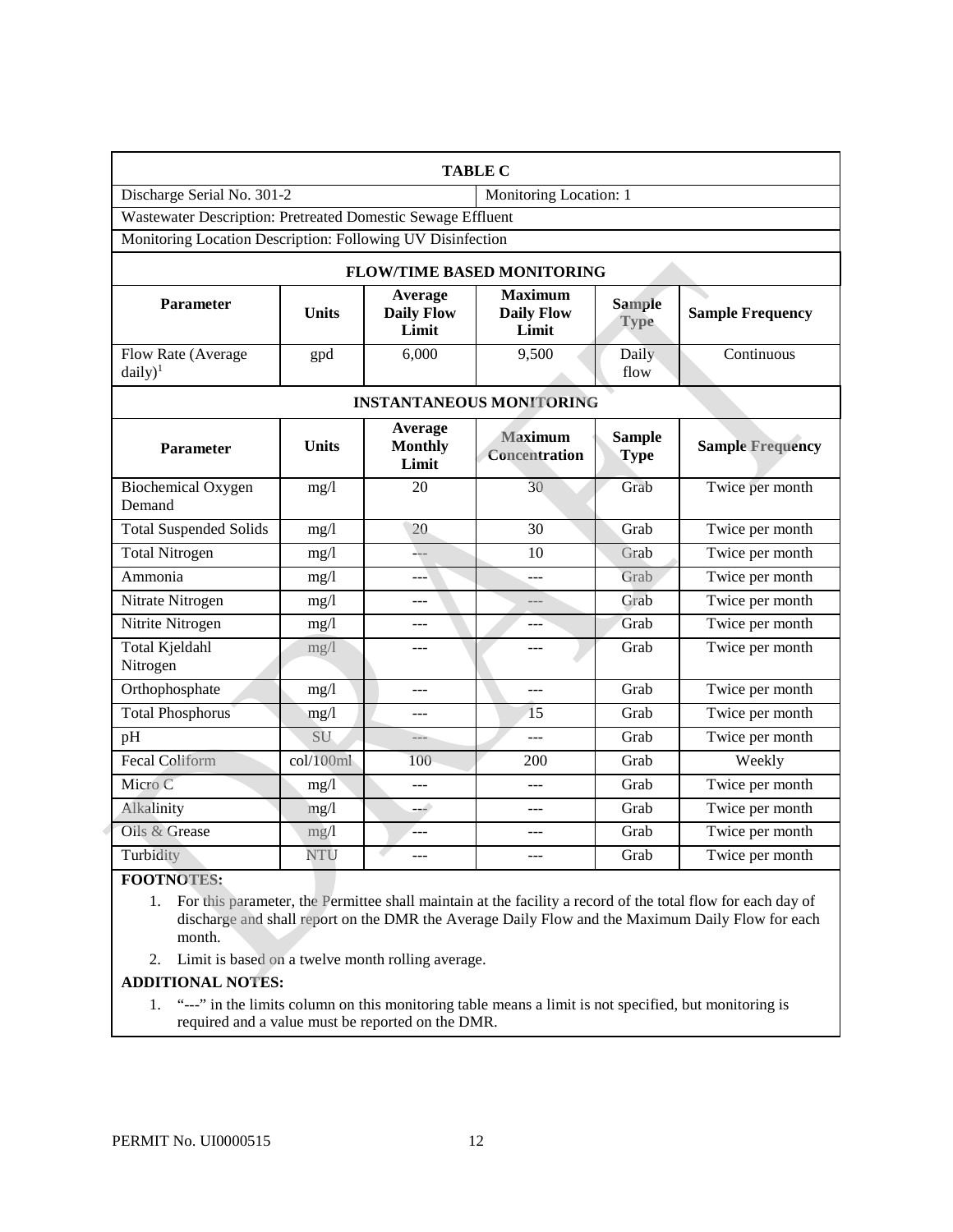| TABLE C | | | | | |
|---|---|---|---|---|---|
| Discharge Serial No. 301-2 | | | Monitoring Location: 1 | | |
| Wastewater Description: Pretreated Domestic Sewage Effluent | | | | | |
| Monitoring Location Description: Following UV Disinfection | | | | | |
| **FLOW/TIME BASED MONITORING** | | | | | |
| **Parameter** | **Units** | **Average Daily Flow Limit** | **Maximum Daily Flow Limit** | **Sample Type** | **Sample Frequency** |
| Flow Rate (Average daily)[1] | gpd | 6,000 | 9,500 | Daily flow | Continuous |
| **INSTANTANEOUS MONITORING** | | | | | |
| **Parameter** | **Units** | **Average Monthly Limit** | **Maximum Concentration** | **Sample Type** | **Sample Frequency** |
| Biochemical Oxygen Demand | mg/l | 20 | 30 | Grab | Twice per month |
| Total Suspended Solids | mg/l | 20 | 30 | Grab | Twice per month |
| Total Nitrogen | mg/l | --- | 10 | Grab | Twice per month |
| Ammonia | mg/l | --- | --- | Grab | Twice per month |
| Nitrate Nitrogen | mg/l | --- | --- | Grab | Twice per month |
| Nitrite Nitrogen | mg/l | --- | --- | Grab | Twice per month |
| Total Kjeldahl Nitrogen | mg/l | --- | --- | Grab | Twice per month |
| Orthophosphate | mg/l | --- | --- | Grab | Twice per month |
| Total Phosphorus | mg/l | --- | 15 | Grab | Twice per month |
| pH | SU | --- | --- | Grab | Twice per month |
| Fecal Coliform | col/100ml | 100 | 200 | Grab | Weekly |
| Micro C | mg/l | --- | --- | Grab | Twice per month |
| Alkalinity | mg/l | --- | --- | Grab | Twice per month |
| Oils & Grease | mg/l | --- | --- | Grab | Twice per month |
| Turbidity | NTU | --- | --- | Grab | Twice per month |

**FOOTNOTES:**

1. For this parameter, the Permittee shall maintain at the facility a record of the total flow for each day of discharge and shall report on the DMR the Average Daily Flow and the Maximum Daily Flow for each month.
2. Limit is based on a twelve month rolling average.

**ADDITIONAL NOTES:**

1. "---" in the limits column on this monitoring table means a limit is not specified, but monitoring is required and a value must be reported on the DMR.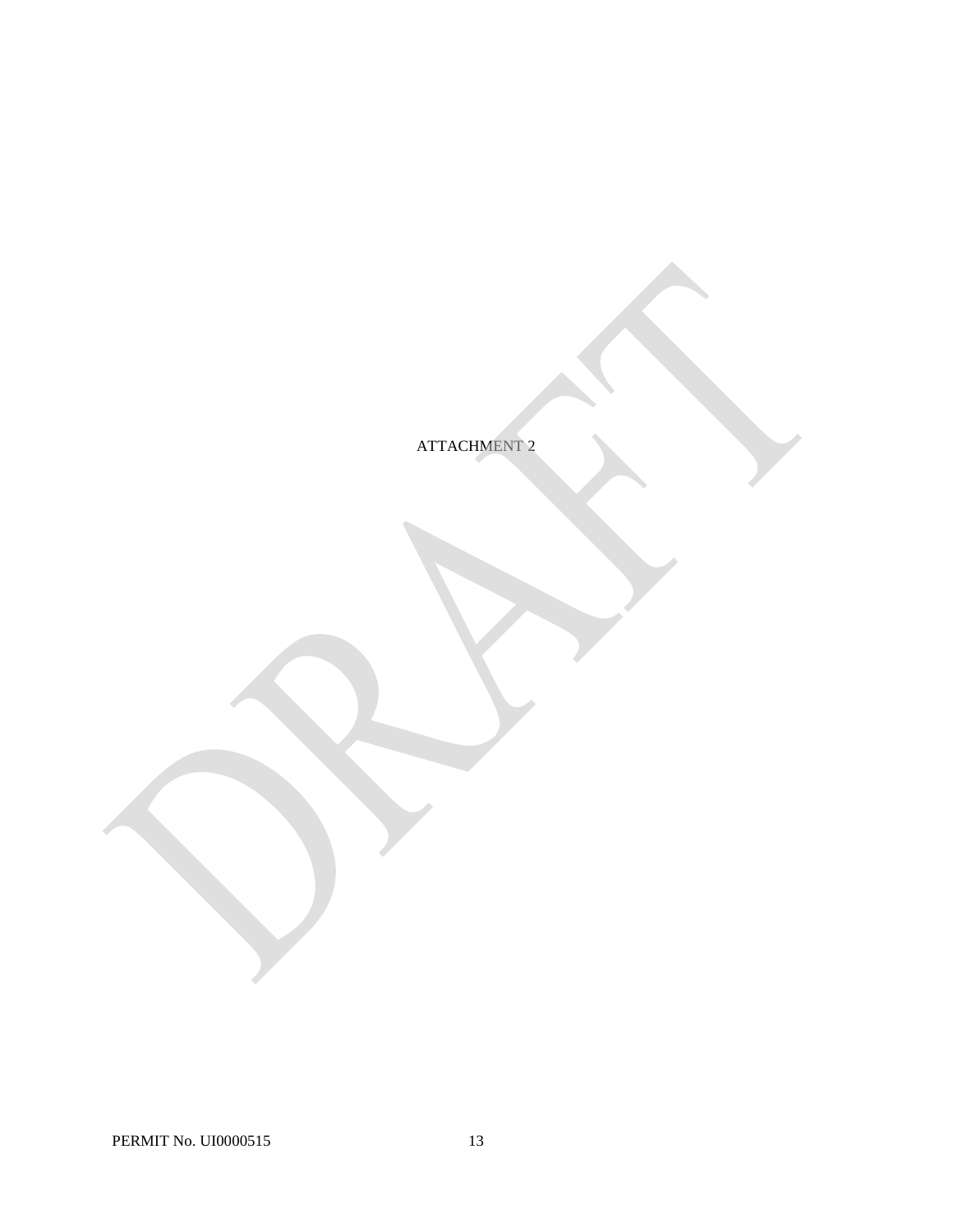ATTACHMENT 2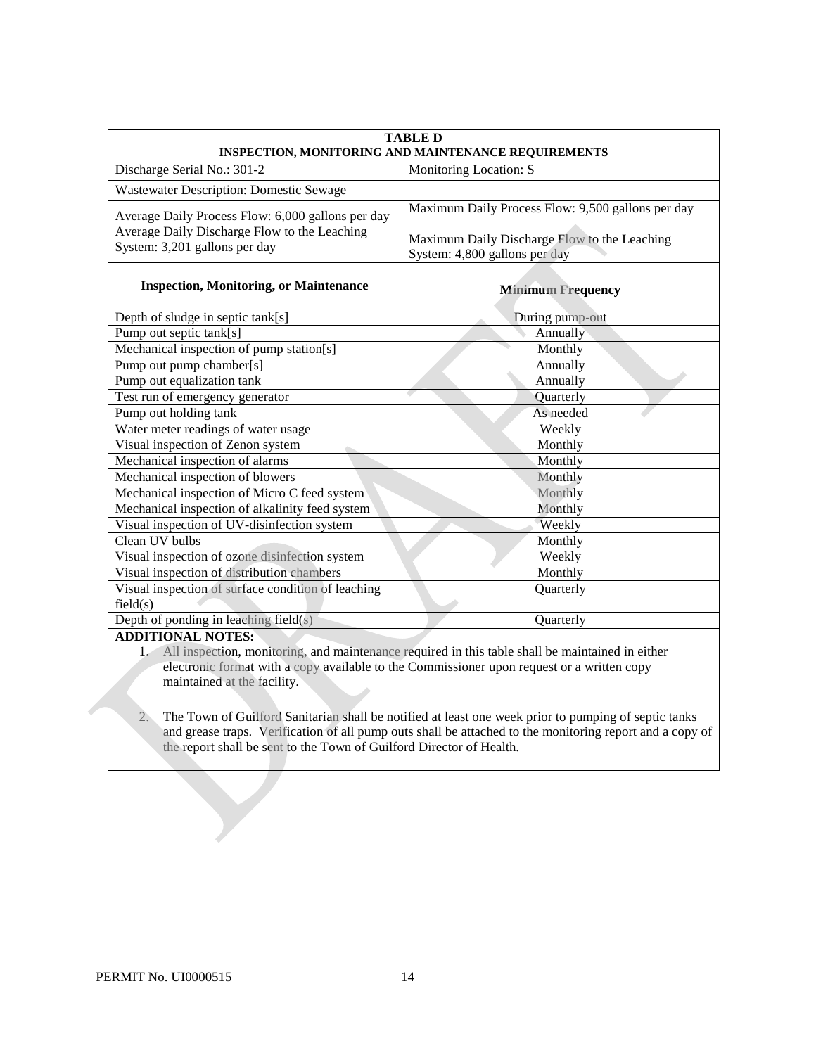| TABLE D<br>INSPECTION, MONITORING AND MAINTENANCE REQUIREMENTS | |
|---|---|
| Discharge Serial No.: 301-2 | Monitoring Location: S |
| Wastewater Description: Domestic Sewage | |
| Average Daily Process Flow: 6,000 gallons per day<br>Average Daily Discharge Flow to the Leaching System: 3,201 gallons per day | Maximum Daily Process Flow: 9,500 gallons per day<br><br>Maximum Daily Discharge Flow to the Leaching System: 4,800 gallons per day |
| **Inspection, Monitoring, or Maintenance** | **Minimum Frequency** |
| Depth of sludge in septic tank[s] | During pump-out |
| Pump out septic tank[s] | Annually |
| Mechanical inspection of pump station[s] | Monthly |
| Pump out pump chamber[s] | Annually |
| Pump out equalization tank | Annually |
| Test run of emergency generator | Quarterly |
| Pump out holding tank | As needed |
| Water meter readings of water usage | Weekly |
| Visual inspection of Zenon system | Monthly |
| Mechanical inspection of alarms | Monthly |
| Mechanical inspection of blowers | Monthly |
| Mechanical inspection of Micro C feed system | Monthly |
| Mechanical inspection of alkalinity feed system | Monthly |
| Visual inspection of UV-disinfection system | Weekly |
| Clean UV bulbs | Monthly |
| Visual inspection of ozone disinfection system | Weekly |
| Visual inspection of distribution chambers | Monthly |
| Visual inspection of surface condition of leaching field(s) | Quarterly |
| Depth of ponding in leaching field(s) | Quarterly |

**ADDITIONAL NOTES:**

1. All inspection, monitoring, and maintenance required in this table shall be maintained in either electronic format with a copy available to the Commissioner upon request or a written copy maintained at the facility.

2. The Town of Guilford Sanitarian shall be notified at least one week prior to pumping of septic tanks and grease traps. Verification of all pump outs shall be attached to the monitoring report and a copy of the report shall be sent to the Town of Guilford Director of Health.

PERMIT No. UI0000515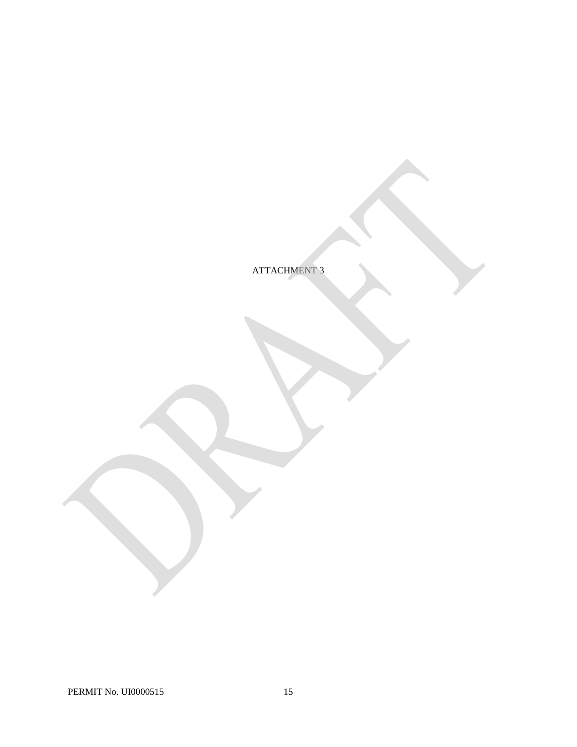ATTACHMENT 3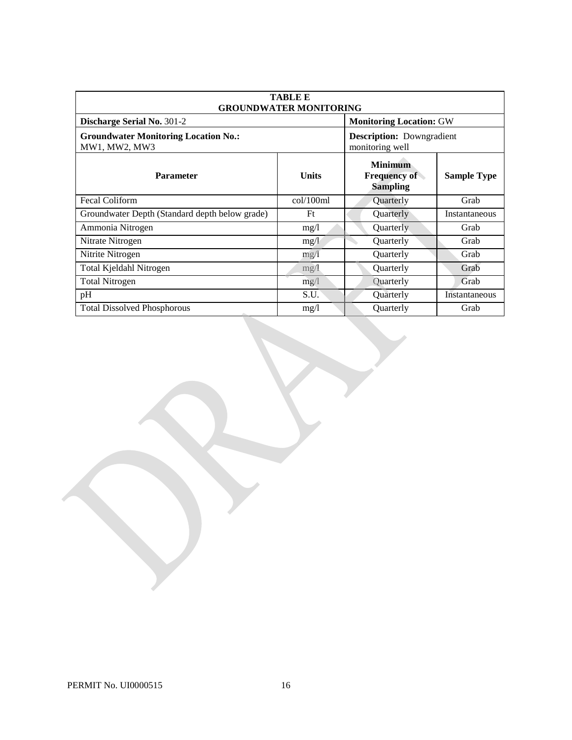| TABLE E<br>GROUNDWATER MONITORING | | | |
|---|---|---|---|
| **Discharge Serial No.** 301-2 | | **Monitoring Location:** GW | |
| **Groundwater Monitoring Location No.:** MW1, MW2, MW3 | | **Description:** Downgradient monitoring well | |
| **Parameter** | **Units** | **Minimum Frequency of Sampling** | **Sample Type** |
| Fecal Coliform | col/100ml | Quarterly | Grab |
| Groundwater Depth (Standard depth below grade) | Ft | Quarterly | Instantaneous |
| Ammonia Nitrogen | mg/l | Quarterly | Grab |
| Nitrate Nitrogen | mg/l | Quarterly | Grab |
| Nitrite Nitrogen | mg/l | Quarterly | Grab |
| Total Kjeldahl Nitrogen | mg/l | Quarterly | Grab |
| Total Nitrogen | mg/l | Quarterly | Grab |
| pH | S.U. | Quarterly | Instantaneous |
| Total Dissolved Phosphorous | mg/l | Quarterly | Grab |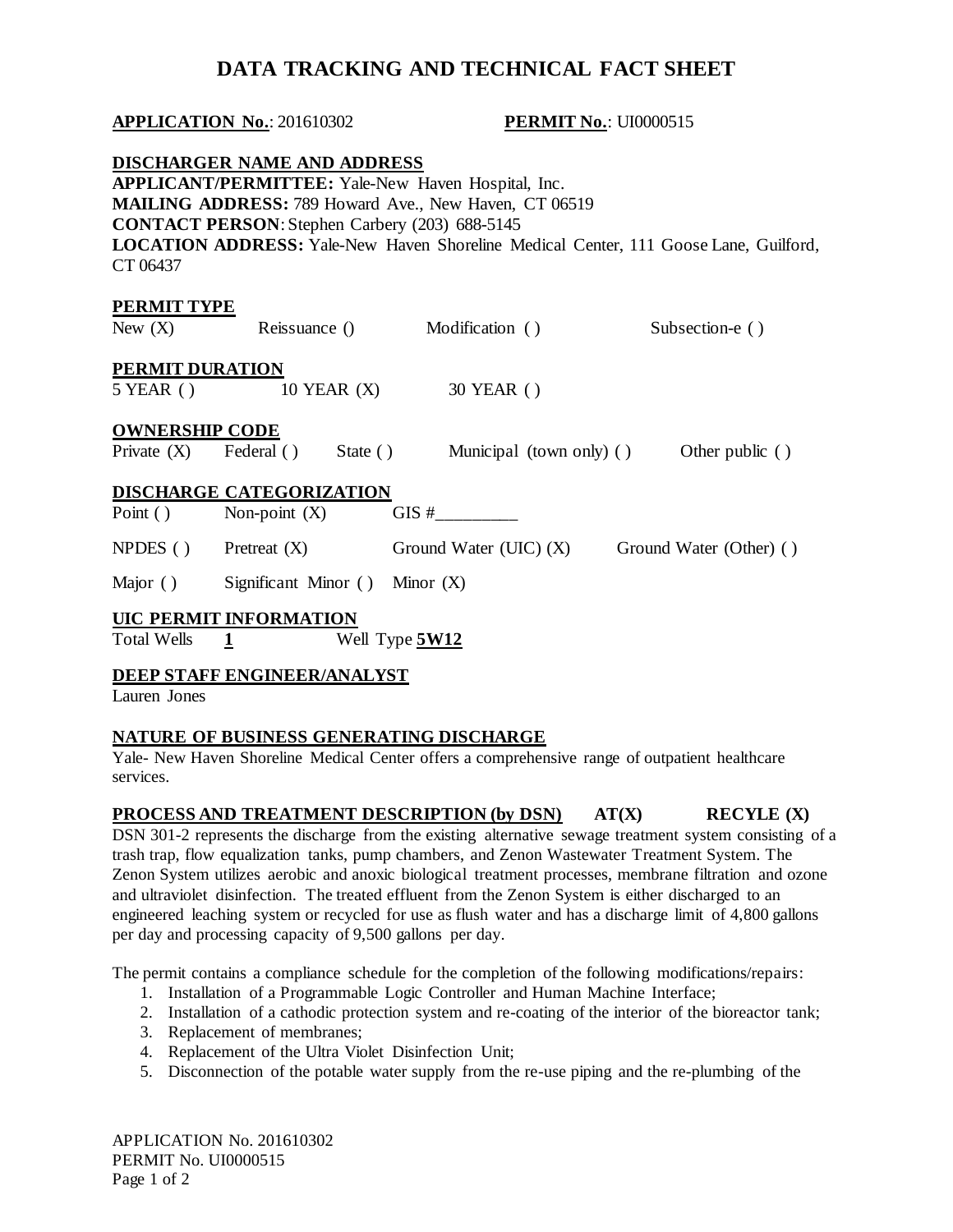# DATA TRACKING AND TECHNICAL FACT SHEET

**APPLICATION No.**: 201610302 **PERMIT No.**: UI0000515

## DISCHARGER NAME AND ADDRESS

**APPLICANT/PERMITTEE:** Yale-New Haven Hospital, Inc.
**MAILING ADDRESS:** 789 Howard Ave., New Haven, CT 06519
**CONTACT PERSON**: Stephen Carbery (203) 688-5145
**LOCATION ADDRESS:** Yale-New Haven Shoreline Medical Center, 111 Goose Lane, Guilford, CT 06437

## PERMIT TYPE

New (X) Reissuance () Modification ( ) Subsection-e ( )

## PERMIT DURATION

5 YEAR ( ) 10 YEAR (X) 30 YEAR ( )

## OWNERSHIP CODE

Private (X) Federal ( ) State ( ) Municipal (town only) ( ) Other public ( )

## DISCHARGE CATEGORIZATION

Point ( ) Non-point (X) GIS #_________

NPDES ( ) Pretreat (X) Ground Water (UIC) (X) Ground Water (Other) ( )

Major ( ) Significant Minor ( ) Minor (X)

## UIC PERMIT INFORMATION

Total Wells **1** Well Type **5W12**

## DEEP STAFF ENGINEER/ANALYST

Lauren Jones

## NATURE OF BUSINESS GENERATING DISCHARGE

Yale- New Haven Shoreline Medical Center offers a comprehensive range of outpatient healthcare services.

## PROCESS AND TREATMENT DESCRIPTION (by DSN) AT(X) RECYLE (X)

DSN 301-2 represents the discharge from the existing alternative sewage treatment system consisting of a trash trap, flow equalization tanks, pump chambers, and Zenon Wastewater Treatment System. The Zenon System utilizes aerobic and anoxic biological treatment processes, membrane filtration and ozone and ultraviolet disinfection. The treated effluent from the Zenon System is either discharged to an engineered leaching system or recycled for use as flush water and has a discharge limit of 4,800 gallons per day and processing capacity of 9,500 gallons per day.

The permit contains a compliance schedule for the completion of the following modifications/repairs:

1. Installation of a Programmable Logic Controller and Human Machine Interface;
2. Installation of a cathodic protection system and re-coating of the interior of the bioreactor tank;
3. Replacement of membranes;
4. Replacement of the Ultra Violet Disinfection Unit;
5. Disconnection of the potable water supply from the re-use piping and the re-plumbing of the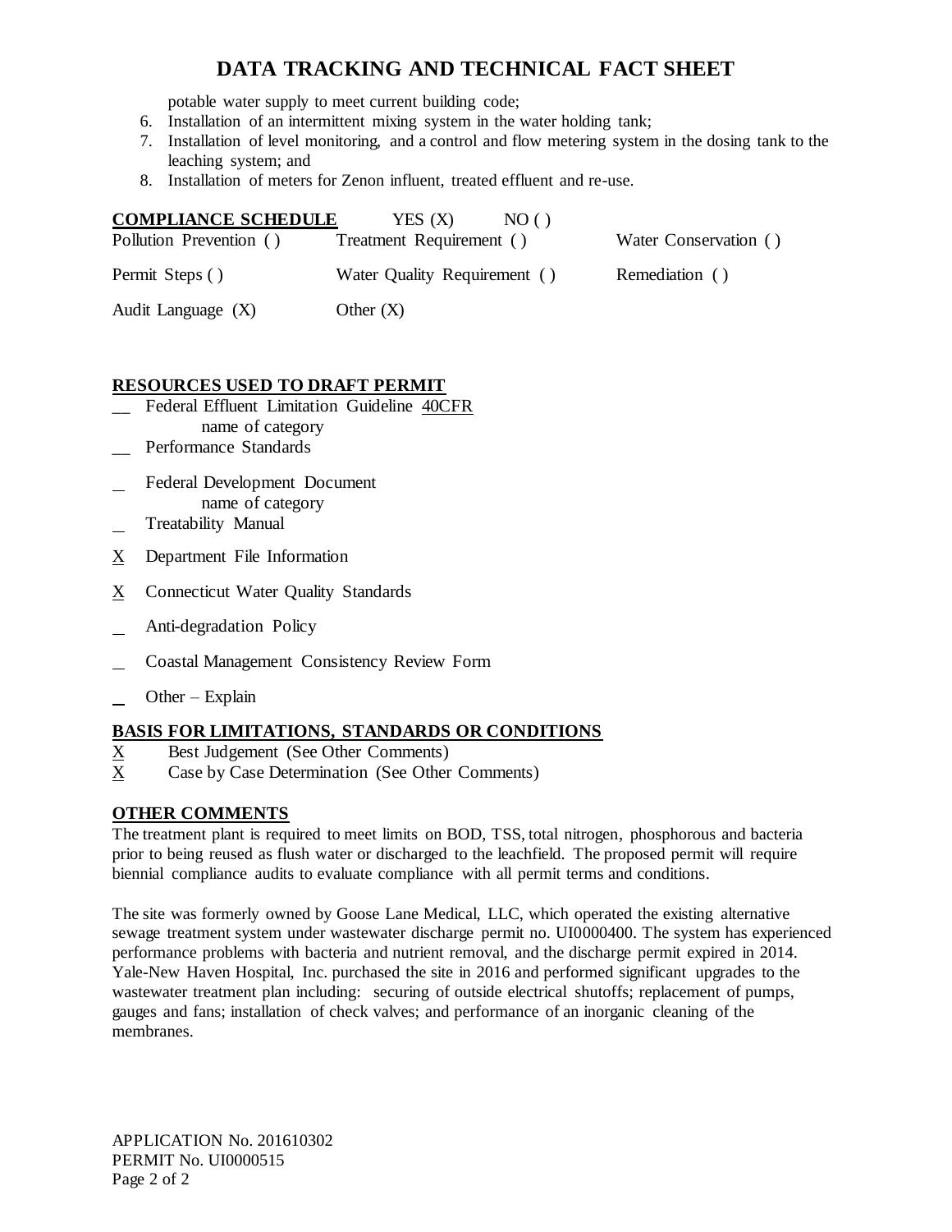potable water supply to meet current building code;

6. Installation of an intermittent mixing system in the water holding tank;
7. Installation of level monitoring, and a control and flow metering system in the dosing tank to the leaching system; and
8. Installation of meters for Zenon influent, treated effluent and re-use.

**COMPLIANCE SCHEDULE** YES (X) NO ( )

| | | |
|---|---|---|
| Pollution Prevention ( ) | Treatment Requirement ( ) | Water Conservation ( ) |
| Permit Steps ( ) | Water Quality Requirement ( ) | Remediation ( ) |
| Audit Language (X) | Other (X) | |

**RESOURCES USED TO DRAFT PERMIT**

__ Federal Effluent Limitation Guideline 40CFR
 name of category

__ Performance Standards

_ Federal Development Document
 name of category

_ Treatability Manual

X Department File Information

X Connecticut Water Quality Standards

_ Anti-degradation Policy

_ Coastal Management Consistency Review Form

_ Other – Explain

**BASIS FOR LIMITATIONS, STANDARDS OR CONDITIONS**

X Best Judgement (See Other Comments)

X Case by Case Determination (See Other Comments)

**OTHER COMMENTS**

The treatment plant is required to meet limits on BOD, TSS, total nitrogen, phosphorous and bacteria prior to being reused as flush water or discharged to the leachfield. The proposed permit will require biennial compliance audits to evaluate compliance with all permit terms and conditions.

The site was formerly owned by Goose Lane Medical, LLC, which operated the existing alternative sewage treatment system under wastewater discharge permit no. UI0000400. The system has experienced performance problems with bacteria and nutrient removal, and the discharge permit expired in 2014. Yale-New Haven Hospital, Inc. purchased the site in 2016 and performed significant upgrades to the wastewater treatment plan including: securing of outside electrical shutoffs; replacement of pumps, gauges and fans; installation of check valves; and performance of an inorganic cleaning of the membranes.

APPLICATION No. 201610302
PERMIT No. UI0000515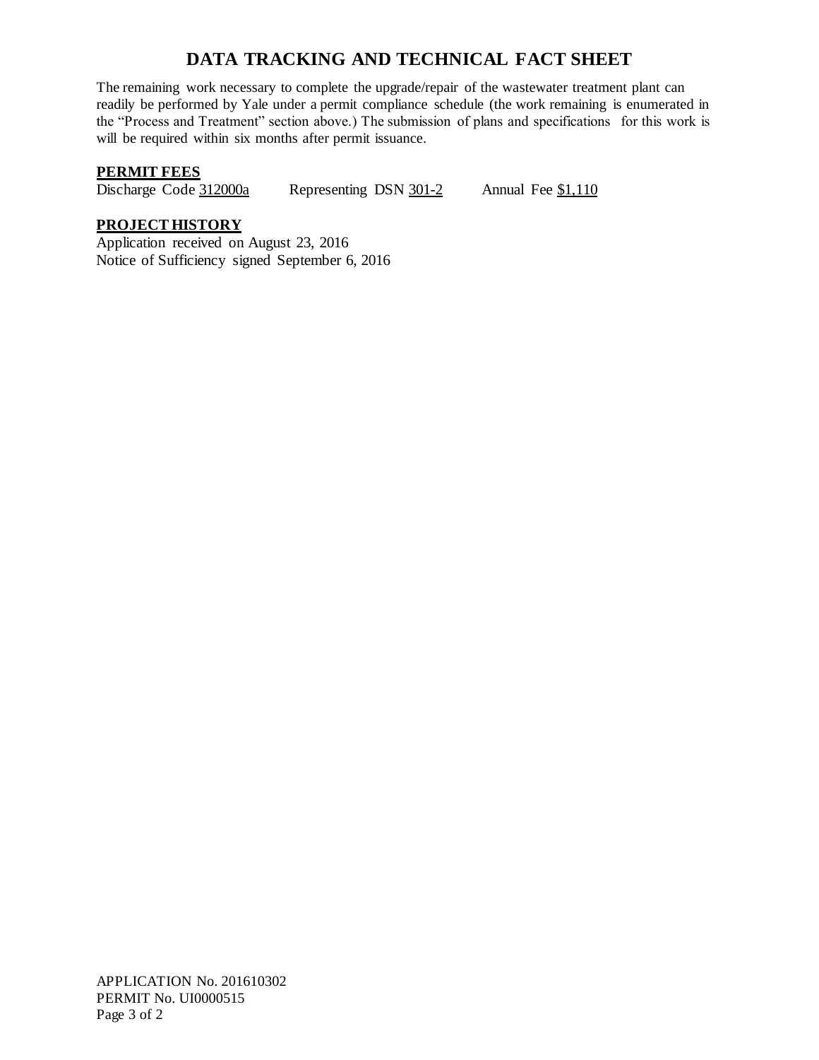# DATA TRACKING AND TECHNICAL FACT SHEET

The remaining work necessary to complete the upgrade/repair of the wastewater treatment plant can readily be performed by Yale under a permit compliance schedule (the work remaining is enumerated in the "Process and Treatment" section above.) The submission of plans and specifications for this work is will be required within six months after permit issuance.

**PERMIT FEES**

Discharge Code 312000a    Representing DSN 301-2    Annual Fee $1,110

**PROJECT HISTORY**

Application received on August 23, 2016

Notice of Sufficiency signed September 6, 2016

APPLICATION No. 201610302

PERMIT No. UI0000515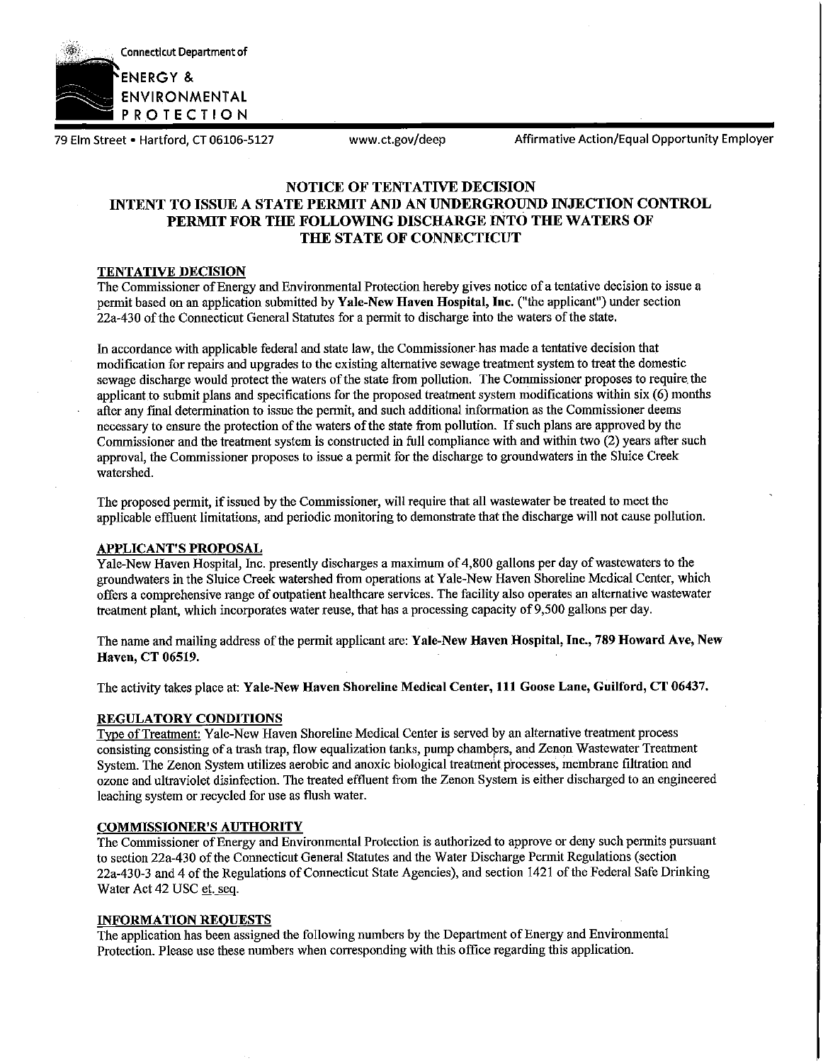Connecticut Department of
**ENERGY & ENVIRONMENTAL PROTECTION**

79 Elm Street • Hartford, CT 06106-5127 www.ct.gov/deep Affirmative Action/Equal Opportunity Employer

# NOTICE OF TENTATIVE DECISION INTENT TO ISSUE A STATE PERMIT AND AN UNDERGROUND INJECTION CONTROL PERMIT FOR THE FOLLOWING DISCHARGE INTO THE WATERS OF THE STATE OF CONNECTICUT

## TENTATIVE DECISION

The Commissioner of Energy and Environmental Protection hereby gives notice of a tentative decision to issue a permit based on an application submitted by **Yale-New Haven Hospital, Inc.** ("the applicant") under section 22a-430 of the Connecticut General Statutes for a permit to discharge into the waters of the state.

In accordance with applicable federal and state law, the Commissioner has made a tentative decision that modification for repairs and upgrades to the existing alternative sewage treatment system to treat the domestic sewage discharge would protect the waters of the state from pollution. The Commissioner proposes to require the applicant to submit plans and specifications for the proposed treatment system modifications within six (6) months after any final determination to issue the permit, and such additional information as the Commissioner deems necessary to ensure the protection of the waters of the state from pollution. If such plans are approved by the Commissioner and the treatment system is constructed in full compliance with and within two (2) years after such approval, the Commissioner proposes to issue a permit for the discharge to groundwaters in the Sluice Creek watershed.

The proposed permit, if issued by the Commissioner, will require that all wastewater be treated to meet the applicable effluent limitations, and periodic monitoring to demonstrate that the discharge will not cause pollution.

## APPLICANT'S PROPOSAL

Yale-New Haven Hospital, Inc. presently discharges a maximum of 4,800 gallons per day of wastewaters to the groundwaters in the Sluice Creek watershed from operations at Yale-New Haven Shoreline Medical Center, which offers a comprehensive range of outpatient healthcare services. The facility also operates an alternative wastewater treatment plant, which incorporates water reuse, that has a processing capacity of 9,500 gallons per day.

The name and mailing address of the permit applicant are: **Yale-New Haven Hospital, Inc., 789 Howard Ave, New Haven, CT 06519.**

The activity takes place at: **Yale-New Haven Shoreline Medical Center, 111 Goose Lane, Guilford, CT 06437.**

## REGULATORY CONDITIONS

Type of Treatment: Yale-New Haven Shoreline Medical Center is served by an alternative treatment process consisting consisting of a trash trap, flow equalization tanks, pump chambers, and Zenon Wastewater Treatment System. The Zenon System utilizes aerobic and anoxic biological treatment processes, membrane filtration and ozone and ultraviolet disinfection. The treated effluent from the Zenon System is either discharged to an engineered leaching system or recycled for use as flush water.

## COMMISSIONER'S AUTHORITY

The Commissioner of Energy and Environmental Protection is authorized to approve or deny such permits pursuant to section 22a-430 of the Connecticut General Statutes and the Water Discharge Permit Regulations (section 22a-430-3 and 4 of the Regulations of Connecticut State Agencies), and section 1421 of the Federal Safe Drinking Water Act 42 USC et. seq.

## INFORMATION REQUESTS

The application has been assigned the following numbers by the Department of Energy and Environmental Protection. Please use these numbers when corresponding with this office regarding this application.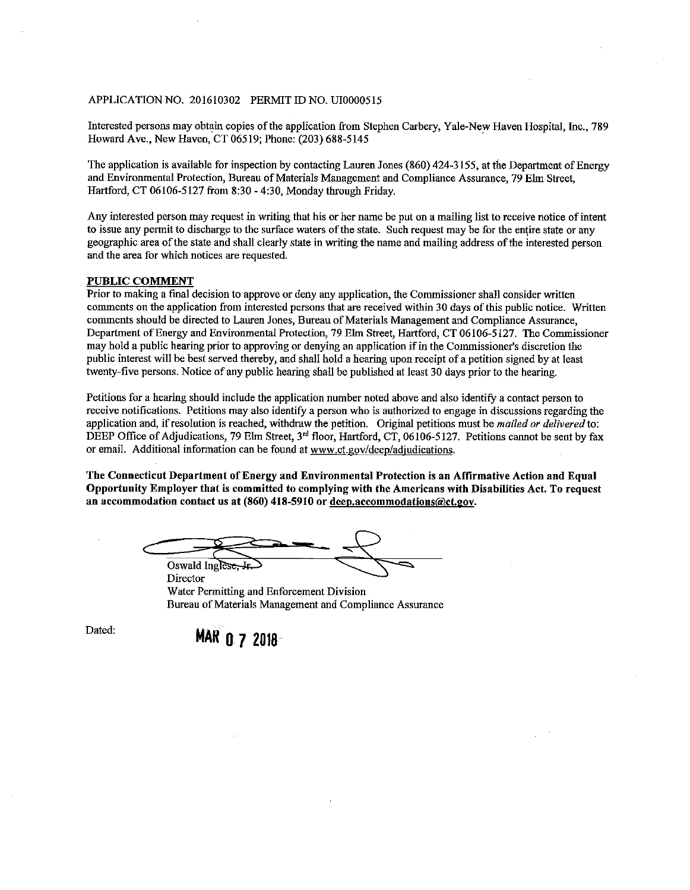APPLICATION NO. 201610302 PERMIT ID NO. UI0000515

Interested persons may obtain copies of the application from Stephen Carbery, Yale-New Haven Hospital, Inc., 789 Howard Ave., New Haven, CT 06519; Phone: (203) 688-5145

The application is available for inspection by contacting Lauren Jones (860) 424-3155, at the Department of Energy and Environmental Protection, Bureau of Materials Management and Compliance Assurance, 79 Elm Street, Hartford, CT 06106-5127 from 8:30 - 4:30, Monday through Friday.

Any interested person may request in writing that his or her name be put on a mailing list to receive notice of intent to issue any permit to discharge to the surface waters of the state. Such request may be for the entire state or any geographic area of the state and shall clearly state in writing the name and mailing address of the interested person and the area for which notices are requested.

**PUBLIC COMMENT**

Prior to making a final decision to approve or deny any application, the Commissioner shall consider written comments on the application from interested persons that are received within 30 days of this public notice. Written comments should be directed to Lauren Jones, Bureau of Materials Management and Compliance Assurance, Department of Energy and Environmental Protection, 79 Elm Street, Hartford, CT 06106-5127. The Commissioner may hold a public hearing prior to approving or denying an application if in the Commissioner's discretion the public interest will be best served thereby, and shall hold a hearing upon receipt of a petition signed by at least twenty-five persons. Notice of any public hearing shall be published at least 30 days prior to the hearing.

Petitions for a hearing should include the application number noted above and also identify a contact person to receive notifications. Petitions may also identify a person who is authorized to engage in discussions regarding the application and, if resolution is reached, withdraw the petition. Original petitions must be *mailed or delivered* to: DEEP Office of Adjudications, 79 Elm Street, 3rd floor, Hartford, CT, 06106-5127. Petitions cannot be sent by fax or email. Additional information can be found at www.ct.gov/deep/adjudications.

**The Connecticut Department of Energy and Environmental Protection is an Affirmative Action and Equal Opportunity Employer that is committed to complying with the Americans with Disabilities Act. To request an accommodation contact us at (860) 418-5910 or deep.accommodations@ct.gov.**

Oswald Inglese, Jr.
Director
Water Permitting and Enforcement Division
Bureau of Materials Management and Compliance Assurance

Dated: MAR 07 2018